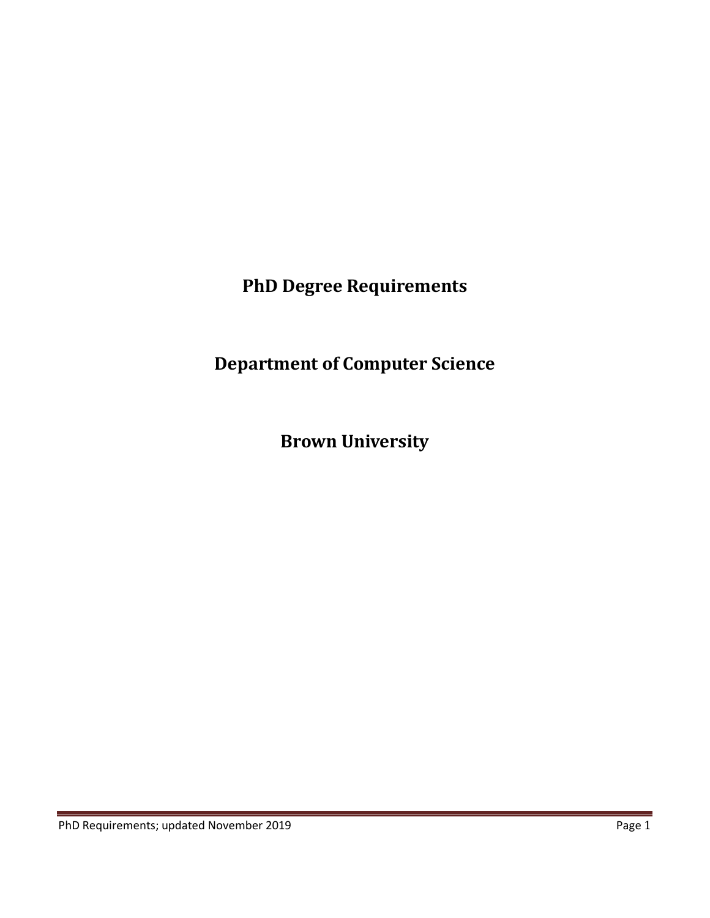# PhD Degree Requirements

# Department of Computer Science

# Brown University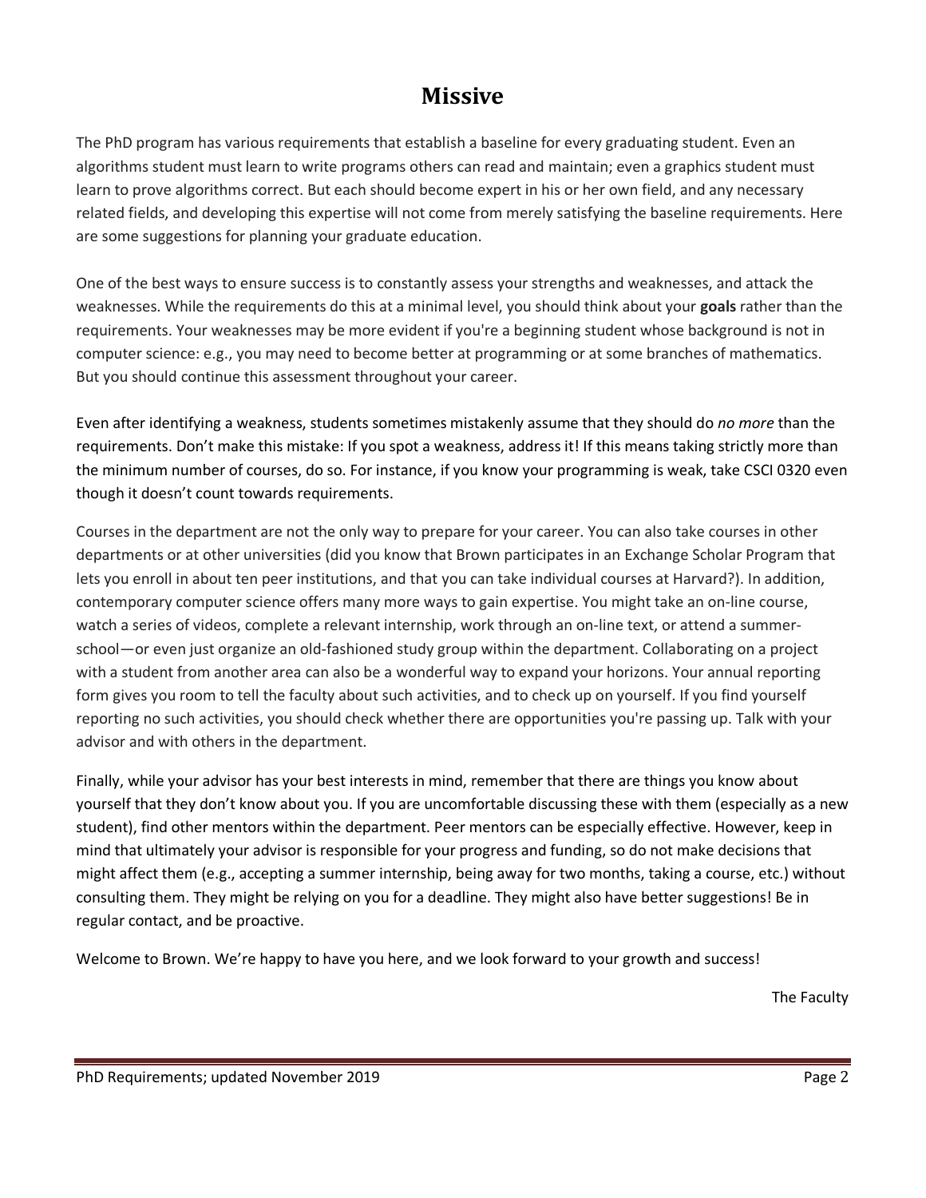# Missive

The PhD program has various requirements that establish a baseline for every graduating student. Even an algorithms student must learn to write programs others can read and maintain; even a graphics student must learn to prove algorithms correct. But each should become expert in his or her own field, and any necessary related fields, and developing this expertise will not come from merely satisfying the baseline requirements. Here are some suggestions for planning your graduate education.

One of the best ways to ensure success is to constantly assess your strengths and weaknesses, and attack the weaknesses. While the requirements do this at a minimal level, you should think about your **goals** rather than the requirements. Your weaknesses may be more evident if you're a beginning student whose background is not in computer science: e.g., you may need to become better at programming or at some branches of mathematics. But you should continue this assessment throughout your career.

Even after identifying a weakness, students sometimes mistakenly assume that they should do *no more* than the requirements. Don't make this mistake: If you spot a weakness, address it! If this means taking strictly more than the minimum number of courses, do so. For instance, if you know your programming is weak, take CSCI 0320 even though it doesn't count towards requirements.

Courses in the department are not the only way to prepare for your career. You can also take courses in other departments or at other universities (did you know that Brown participates in an Exchange Scholar Program that lets you enroll in about ten peer institutions, and that you can take individual courses at Harvard?). In addition, contemporary computer science offers many more ways to gain expertise. You might take an on-line course, watch a series of videos, complete a relevant internship, work through an on-line text, or attend a summer-school—or even just organize an old-fashioned study group within the department. Collaborating on a project with a student from another area can also be a wonderful way to expand your horizons. Your annual reporting form gives you room to tell the faculty about such activities, and to check up on yourself. If you find yourself reporting no such activities, you should check whether there are opportunities you're passing up. Talk with your advisor and with others in the department.

Finally, while your advisor has your best interests in mind, remember that there are things you know about yourself that they don't know about you. If you are uncomfortable discussing these with them (especially as a new student), find other mentors within the department. Peer mentors can be especially effective. However, keep in mind that ultimately your advisor is responsible for your progress and funding, so do not make decisions that might affect them (e.g., accepting a summer internship, being away for two months, taking a course, etc.) without consulting them. They might be relying on you for a deadline. They might also have better suggestions! Be in regular contact, and be proactive.

Welcome to Brown. We're happy to have you here, and we look forward to your growth and success!

The Faculty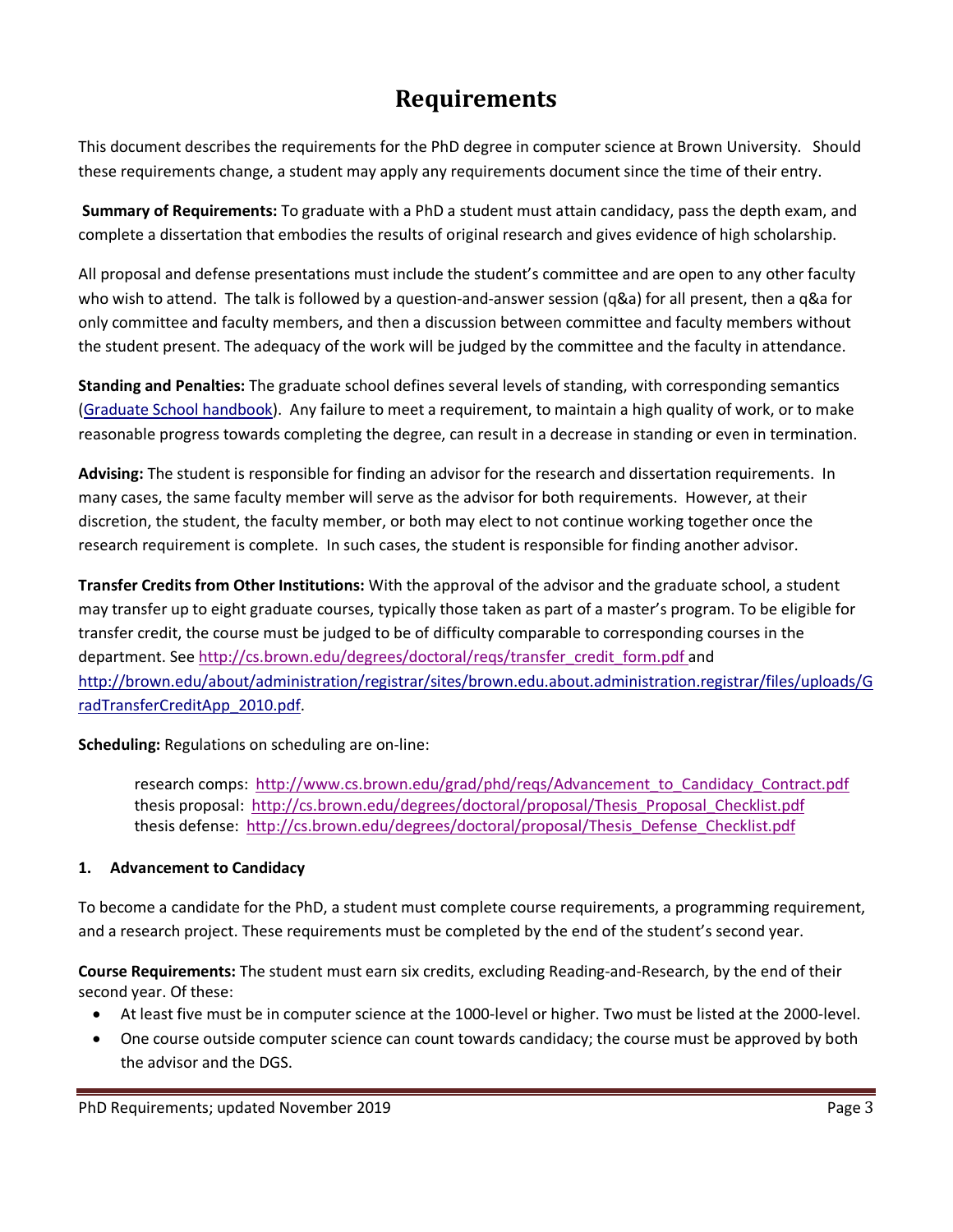# Requirements

This document describes the requirements for the PhD degree in computer science at Brown University. Should these requirements change, a student may apply any requirements document since the time of their entry.

**Summary of Requirements:** To graduate with a PhD a student must attain candidacy, pass the depth exam, and complete a dissertation that embodies the results of original research and gives evidence of high scholarship.

All proposal and defense presentations must include the student's committee and are open to any other faculty who wish to attend. The talk is followed by a question-and-answer session (q&a) for all present, then a q&a for only committee and faculty members, and then a discussion between committee and faculty members without the student present. The adequacy of the work will be judged by the committee and the faculty in attendance.

**Standing and Penalties:** The graduate school defines several levels of standing, with corresponding semantics ([Graduate School handbook]). Any failure to meet a requirement, to maintain a high quality of work, or to make reasonable progress towards completing the degree, can result in a decrease in standing or even in termination.

**Advising:** The student is responsible for finding an advisor for the research and dissertation requirements. In many cases, the same faculty member will serve as the advisor for both requirements. However, at their discretion, the student, the faculty member, or both may elect to not continue working together once the research requirement is complete. In such cases, the student is responsible for finding another advisor.

**Transfer Credits from Other Institutions:** With the approval of the advisor and the graduate school, a student may transfer up to eight graduate courses, typically those taken as part of a master's program. To be eligible for transfer credit, the course must be judged to be of difficulty comparable to corresponding courses in the department. See http://cs.brown.edu/degrees/doctoral/reqs/transfer_credit_form.pdf and http://brown.edu/about/administration/registrar/sites/brown.edu.about.administration.registrar/files/uploads/GradTransferCreditApp_2010.pdf.

**Scheduling:** Regulations on scheduling are on-line:

research comps: http://www.cs.brown.edu/grad/phd/reqs/Advancement_to_Candidacy_Contract.pdf
thesis proposal: http://cs.brown.edu/degrees/doctoral/proposal/Thesis_Proposal_Checklist.pdf
thesis defense: http://cs.brown.edu/degrees/doctoral/proposal/Thesis_Defense_Checklist.pdf

## 1. Advancement to Candidacy

To become a candidate for the PhD, a student must complete course requirements, a programming requirement, and a research project. These requirements must be completed by the end of the student's second year.

**Course Requirements:** The student must earn six credits, excluding Reading-and-Research, by the end of their second year. Of these:

- At least five must be in computer science at the 1000-level or higher. Two must be listed at the 2000-level.
- One course outside computer science can count towards candidacy; the course must be approved by both the advisor and the DGS.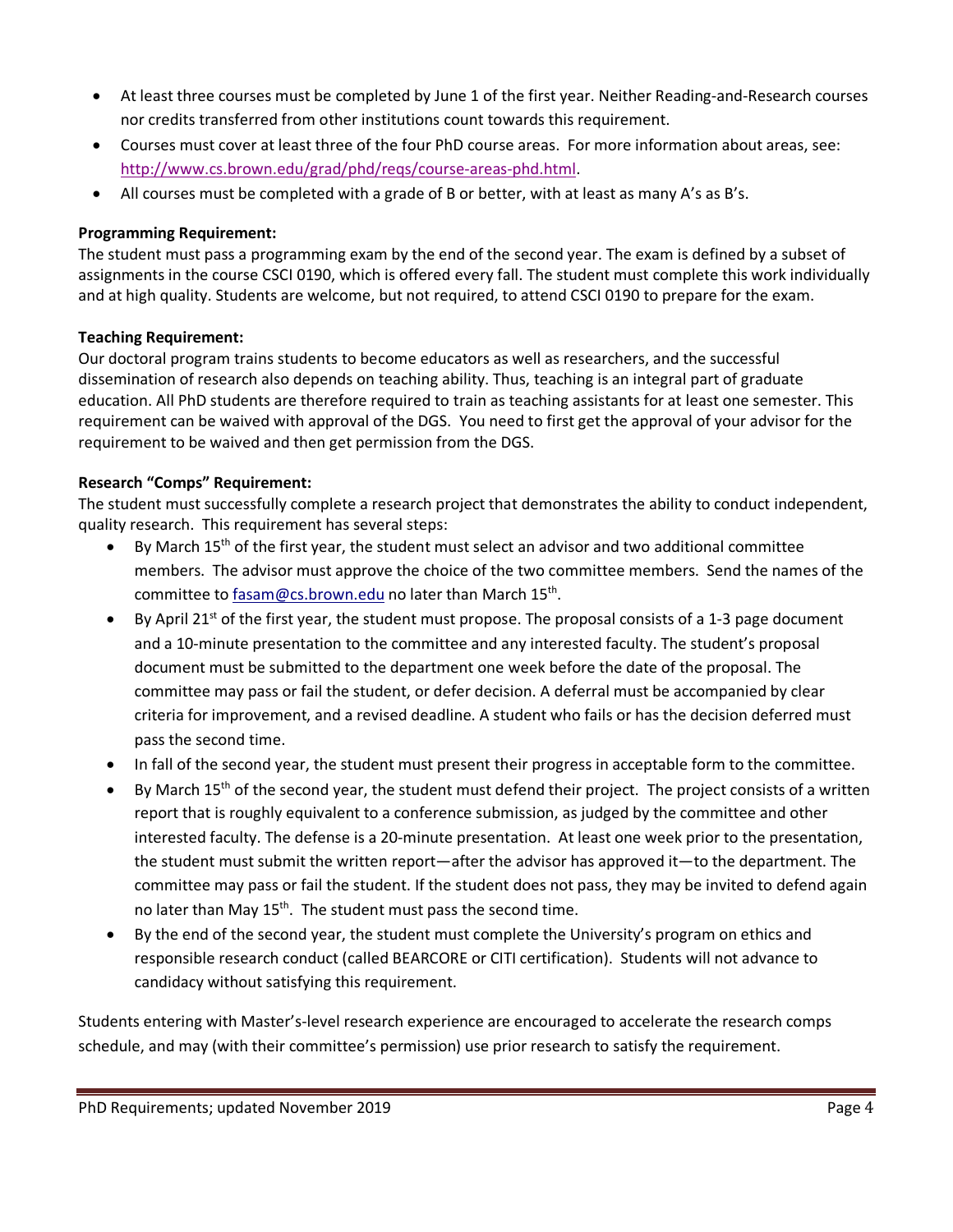- At least three courses must be completed by June 1 of the first year. Neither Reading-and-Research courses nor credits transferred from other institutions count towards this requirement.
- Courses must cover at least three of the four PhD course areas. For more information about areas, see: [http://www.cs.brown.edu/grad/phd/reqs/course-areas-phd.html](http://www.cs.brown.edu/grad/phd/reqs/course-areas-phd.html).
- All courses must be completed with a grade of B or better, with at least as many A's as B's.

**Programming Requirement:**
The student must pass a programming exam by the end of the second year. The exam is defined by a subset of assignments in the course CSCI 0190, which is offered every fall. The student must complete this work individually and at high quality. Students are welcome, but not required, to attend CSCI 0190 to prepare for the exam.

**Teaching Requirement:**
Our doctoral program trains students to become educators as well as researchers, and the successful dissemination of research also depends on teaching ability. Thus, teaching is an integral part of graduate education. All PhD students are therefore required to train as teaching assistants for at least one semester. This requirement can be waived with approval of the DGS. You need to first get the approval of your advisor for the requirement to be waived and then get permission from the DGS.

**Research "Comps" Requirement:**
The student must successfully complete a research project that demonstrates the ability to conduct independent, quality research. This requirement has several steps:

- By March 15th of the first year, the student must select an advisor and two additional committee members. The advisor must approve the choice of the two committee members. Send the names of the committee to [fasam@cs.brown.edu](mailto:fasam@cs.brown.edu) no later than March 15th.
- By April 21st of the first year, the student must propose. The proposal consists of a 1-3 page document and a 10-minute presentation to the committee and any interested faculty. The student's proposal document must be submitted to the department one week before the date of the proposal. The committee may pass or fail the student, or defer decision. A deferral must be accompanied by clear criteria for improvement, and a revised deadline. A student who fails or has the decision deferred must pass the second time.
- In fall of the second year, the student must present their progress in acceptable form to the committee.
- By March 15th of the second year, the student must defend their project. The project consists of a written report that is roughly equivalent to a conference submission, as judged by the committee and other interested faculty. The defense is a 20-minute presentation. At least one week prior to the presentation, the student must submit the written report—after the advisor has approved it—to the department. The committee may pass or fail the student. If the student does not pass, they may be invited to defend again no later than May 15th. The student must pass the second time.
- By the end of the second year, the student must complete the University's program on ethics and responsible research conduct (called BEARCORE or CITI certification). Students will not advance to candidacy without satisfying this requirement.

Students entering with Master's-level research experience are encouraged to accelerate the research comps schedule, and may (with their committee's permission) use prior research to satisfy the requirement.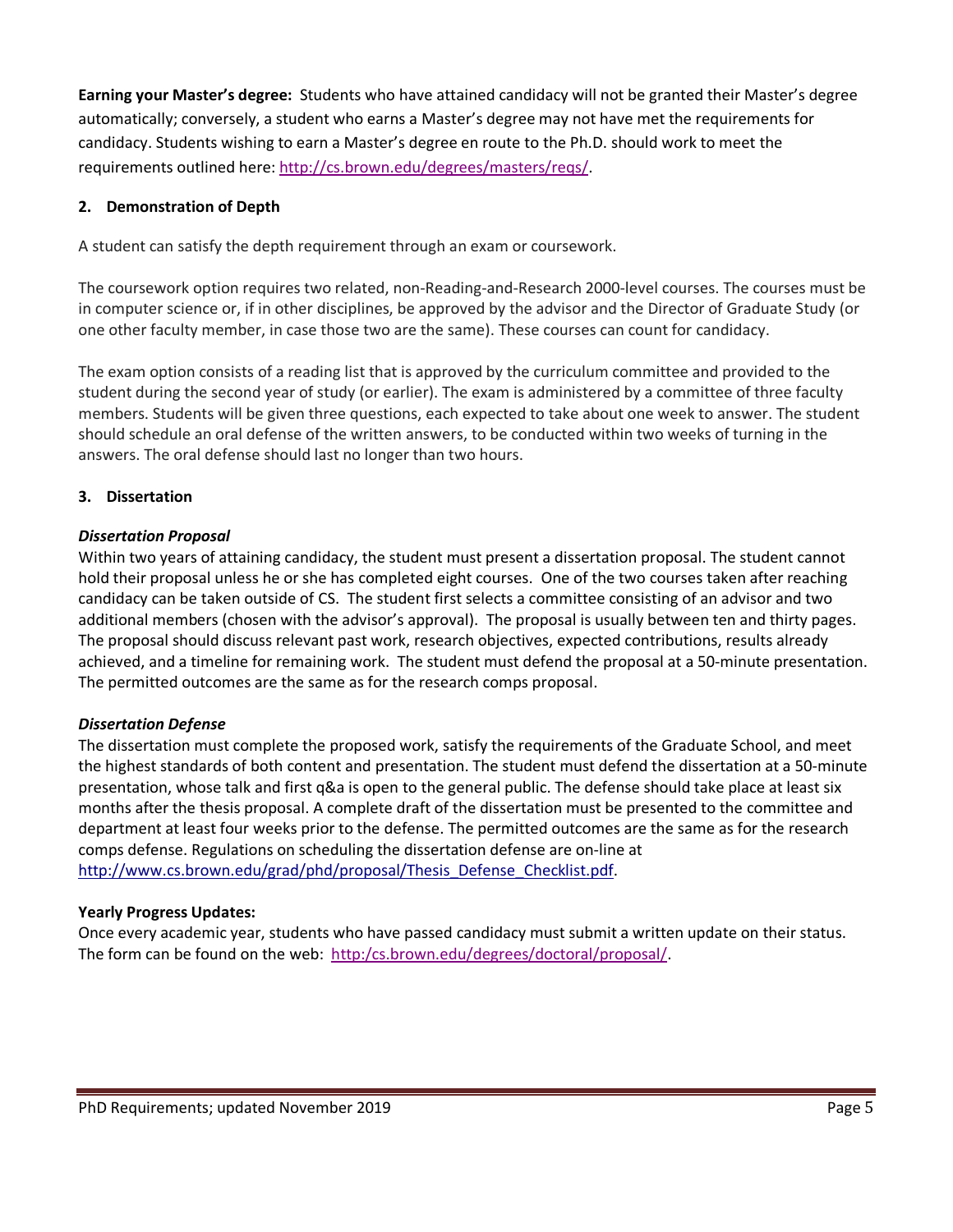**Earning your Master's degree:** Students who have attained candidacy will not be granted their Master's degree automatically; conversely, a student who earns a Master's degree may not have met the requirements for candidacy. Students wishing to earn a Master's degree en route to the Ph.D. should work to meet the requirements outlined here: http://cs.brown.edu/degrees/masters/reqs/.

## 2. Demonstration of Depth

A student can satisfy the depth requirement through an exam or coursework.

The coursework option requires two related, non-Reading-and-Research 2000-level courses. The courses must be in computer science or, if in other disciplines, be approved by the advisor and the Director of Graduate Study (or one other faculty member, in case those two are the same). These courses can count for candidacy.

The exam option consists of a reading list that is approved by the curriculum committee and provided to the student during the second year of study (or earlier). The exam is administered by a committee of three faculty members. Students will be given three questions, each expected to take about one week to answer. The student should schedule an oral defense of the written answers, to be conducted within two weeks of turning in the answers. The oral defense should last no longer than two hours.

## 3. Dissertation

### *Dissertation Proposal*

Within two years of attaining candidacy, the student must present a dissertation proposal. The student cannot hold their proposal unless he or she has completed eight courses. One of the two courses taken after reaching candidacy can be taken outside of CS. The student first selects a committee consisting of an advisor and two additional members (chosen with the advisor's approval). The proposal is usually between ten and thirty pages. The proposal should discuss relevant past work, research objectives, expected contributions, results already achieved, and a timeline for remaining work. The student must defend the proposal at a 50-minute presentation. The permitted outcomes are the same as for the research comps proposal.

### *Dissertation Defense*

The dissertation must complete the proposed work, satisfy the requirements of the Graduate School, and meet the highest standards of both content and presentation. The student must defend the dissertation at a 50-minute presentation, whose talk and first q&a is open to the general public. The defense should take place at least six months after the thesis proposal. A complete draft of the dissertation must be presented to the committee and department at least four weeks prior to the defense. The permitted outcomes are the same as for the research comps defense. Regulations on scheduling the dissertation defense are on-line at http://www.cs.brown.edu/grad/phd/proposal/Thesis_Defense_Checklist.pdf.

**Yearly Progress Updates:**

Once every academic year, students who have passed candidacy must submit a written update on their status. The form can be found on the web: http:/cs.brown.edu/degrees/doctoral/proposal/.